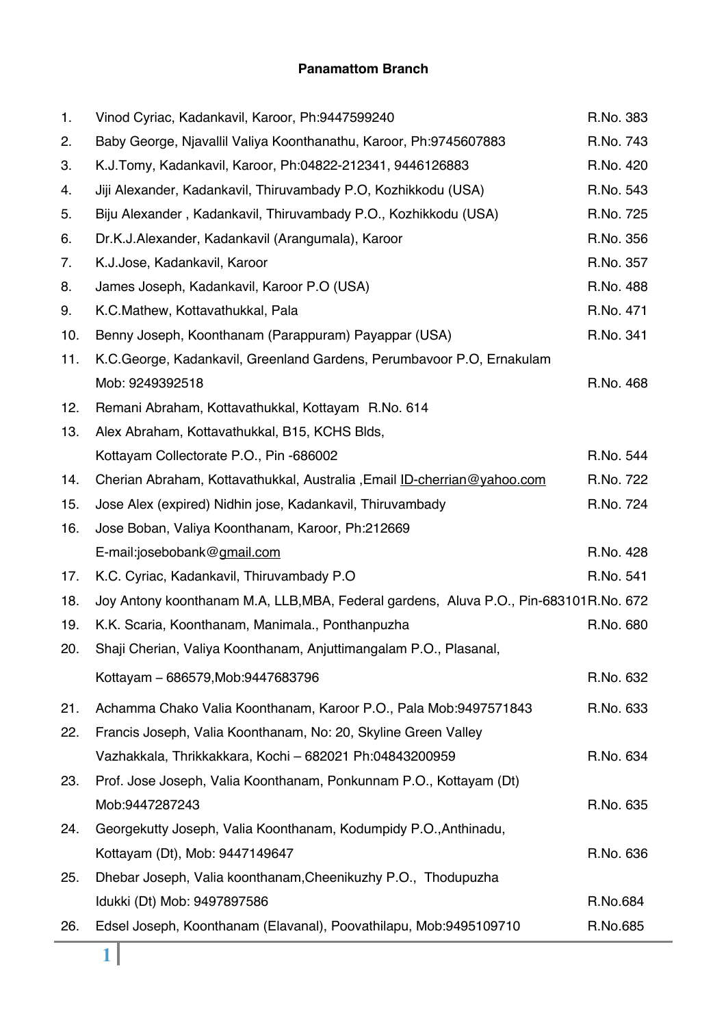**Panamattom Branch**

1. Vinod Cyriac, Kadankavil, Karoor, Ph:9447599240 R.No. 383
2. Baby George, Njavallil Valiya Koonthanathu, Karoor, Ph:9745607883 R.No. 743
3. K.J.Tomy, Kadankavil, Karoor, Ph:04822-212341, 9446126883 R.No. 420
4. Jiji Alexander, Kadankavil, Thiruvambady P.O, Kozhikkodu (USA) R.No. 543
5. Biju Alexander , Kadankavil, Thiruvambady P.O., Kozhikkodu (USA) R.No. 725
6. Dr.K.J.Alexander, Kadankavil (Arangumala), Karoor R.No. 356
7. K.J.Jose, Kadankavil, Karoor R.No. 357
8. James Joseph, Kadankavil, Karoor P.O (USA) R.No. 488
9. K.C.Mathew, Kottavathukkal, Pala R.No. 471
10. Benny Joseph, Koonthanam (Parappuram) Payappar (USA) R.No. 341
11. K.C.George, Kadankavil, Greenland Gardens, Perumbavoor P.O, Ernakulam
    Mob: 9249392518 R.No. 468
12. Remani Abraham, Kottavathukkal, Kottayam R.No. 614
13. Alex Abraham, Kottavathukkal, B15, KCHS Blds,
    Kottayam Collectorate P.O., Pin -686002 R.No. 544
14. Cherian Abraham, Kottavathukkal, Australia ,Email ID-cherrian@yahoo.com R.No. 722
15. Jose Alex (expired) Nidhin jose, Kadankavil, Thiruvambady R.No. 724
16. Jose Boban, Valiya Koonthanam, Karoor, Ph:212669
    E-mail:josebobank@gmail.com R.No. 428
17. K.C. Cyriac, Kadankavil, Thiruvambady P.O R.No. 541
18. Joy Antony koonthanam M.A, LLB,MBA, Federal gardens, Aluva P.O., Pin-683101 R.No. 672
19. K.K. Scaria, Koonthanam, Manimala., Ponthanpuzha R.No. 680
20. Shaji Cherian, Valiya Koonthanam, Anjuttimangalam P.O., Plasanal,
    Kottayam – 686579,Mob:9447683796 R.No. 632
21. Achamma Chako Valia Koonthanam, Karoor P.O., Pala Mob:9497571843 R.No. 633
22. Francis Joseph, Valia Koonthanam, No: 20, Skyline Green Valley
    Vazhakkala, Thrikkakkara, Kochi – 682021 Ph:04843200959 R.No. 634
23. Prof. Jose Joseph, Valia Koonthanam, Ponkunnam P.O., Kottayam (Dt)
    Mob:9447287243 R.No. 635
24. Georgekutty Joseph, Valia Koonthanam, Kodumpidy P.O.,Anthinadu,
    Kottayam (Dt), Mob: 9447149647 R.No. 636
25. Dhebar Joseph, Valia koonthanam,Cheenikuzhy P.O., Thodupuzha
    Idukki (Dt) Mob: 9497897586 R.No.684
26. Edsel Joseph, Koonthanam (Elavanal), Poovathilapu, Mob:9495109710 R.No.685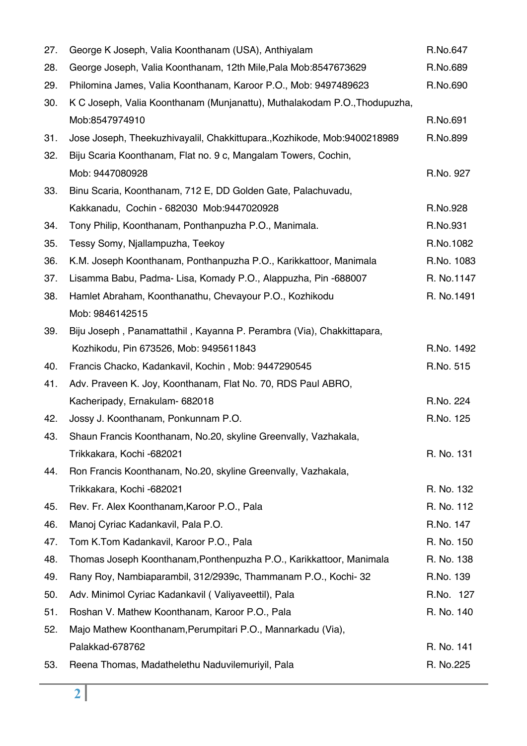27. George K Joseph, Valia Koonthanam (USA), Anthiyalam — R.No.647
28. George Joseph, Valia Koonthanam, 12th Mile,Pala Mob:8547673629 — R.No.689
29. Philomina James, Valia Koonthanam, Karoor P.O., Mob: 9497489623 — R.No.690
30. K C Joseph, Valia Koonthanam (Munjanattu), Muthalakodam P.O.,Thodupuzha, Mob:8547974910 — R.No.691
31. Jose Joseph, Theekuzhivayalil, Chakkittupara.,Kozhikode, Mob:9400218989 — R.No.899
32. Biju Scaria Koonthanam, Flat no. 9 c, Mangalam Towers, Cochin, Mob: 9447080928 — R.No. 927
33. Binu Scaria, Koonthanam, 712 E, DD Golden Gate, Palachuvadu, Kakkanadu, Cochin - 682030 Mob:9447020928 — R.No.928
34. Tony Philip, Koonthanam, Ponthanpuzha P.O., Manimala. — R.No.931
35. Tessy Somy, Njallampuzha, Teekoy — R.No.1082
36. K.M. Joseph Koonthanam, Ponthanpuzha P.O., Karikkattoor, Manimala — R.No. 1083
37. Lisamma Babu, Padma- Lisa, Komady P.O., Alappuzha, Pin -688007 — R. No.1147
38. Hamlet Abraham, Koonthanathu, Chevayour P.O., Kozhikodu — R. No.1491 Mob: 9846142515
39. Biju Joseph , Panamattathil , Kayanna P. Perambra (Via), Chakkittapara, Kozhikodu, Pin 673526, Mob: 9495611843 — R.No. 1492
40. Francis Chacko, Kadankavil, Kochin , Mob: 9447290545 — R.No. 515
41. Adv. Praveen K. Joy, Koonthanam, Flat No. 70, RDS Paul ABRO, Kacheripady, Ernakulam- 682018 — R.No. 224
42. Jossy J. Koonthanam, Ponkunnam P.O. — R.No. 125
43. Shaun Francis Koonthanam, No.20, skyline Greenvally, Vazhakala, Trikkakara, Kochi -682021 — R. No. 131
44. Ron Francis Koonthanam, No.20, skyline Greenvally, Vazhakala, Trikkakara, Kochi -682021 — R. No. 132
45. Rev. Fr. Alex Koonthanam,Karoor P.O., Pala — R. No. 112
46. Manoj Cyriac Kadankavil, Pala P.O. — R.No. 147
47. Tom K.Tom Kadankavil, Karoor P.O., Pala — R. No. 150
48. Thomas Joseph Koonthanam,Ponthenpuzha P.O., Karikkattoor, Manimala — R. No. 138
49. Rany Roy, Nambiaparambil, 312/2939c, Thammanam P.O., Kochi- 32 — R.No. 139
50. Adv. Minimol Cyriac Kadankavil ( Valiyaveettil), Pala — R.No. 127
51. Roshan V. Mathew Koonthanam, Karoor P.O., Pala — R. No. 140
52. Majo Mathew Koonthanam,Perumpitari P.O., Mannarkadu (Via), Palakkad-678762 — R. No. 141
53. Reena Thomas, Madathelethu Naduvilemuriyil, Pala — R. No.225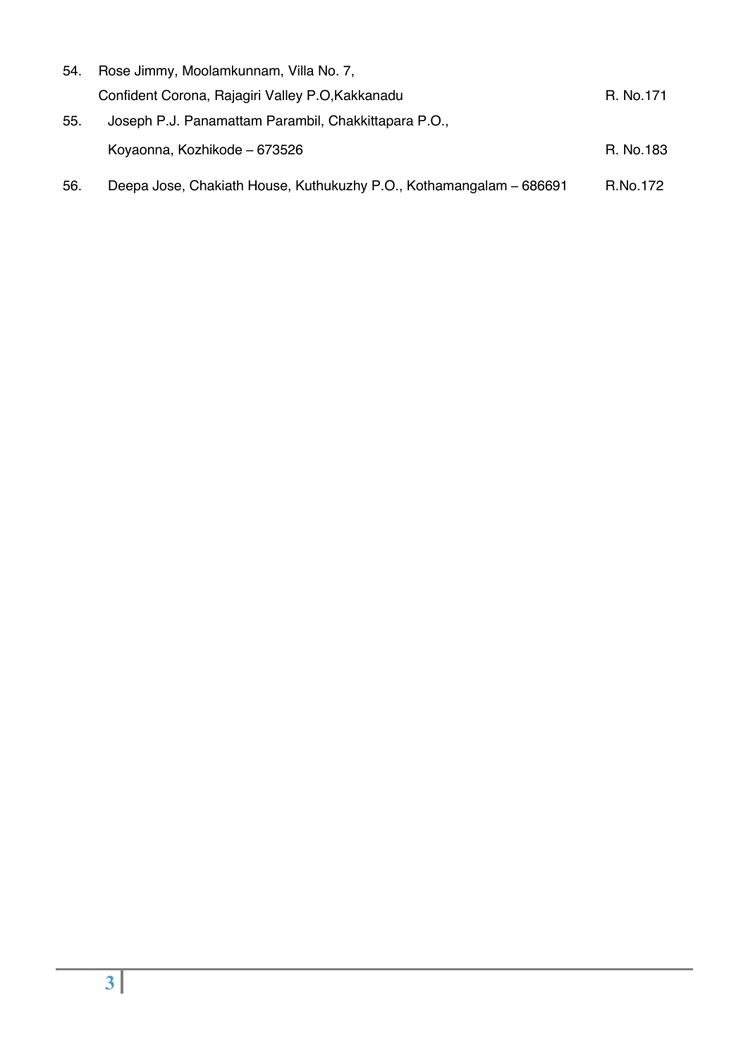54. Rose Jimmy, Moolamkunnam, Villa No. 7,
    Confident Corona, Rajagiri Valley P.O,Kakkanadu R. No.171

55. Joseph P.J. Panamattam Parambil, Chakkittapara P.O.,
    Koyaonna, Kozhikode – 673526 R. No.183

56. Deepa Jose, Chakiath House, Kuthukuzhy P.O., Kothamangalam – 686691 R.No.172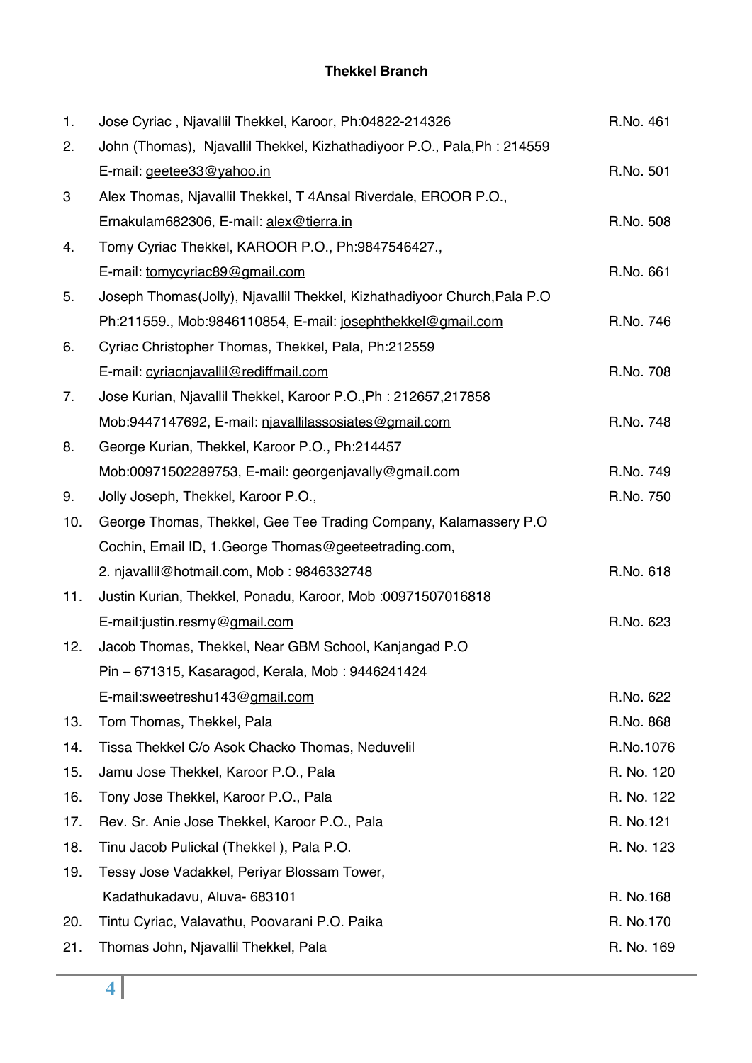**Thekkel Branch**

1. Jose Cyriac , Njavallil Thekkel, Karoor, Ph:04822-214326 — R.No. 461
2. John (Thomas), Njavallil Thekkel, Kizhathadiyoor P.O., Pala,Ph : 214559
   E-mail: geetee33@yahoo.in — R.No. 501
3. Alex Thomas, Njavallil Thekkel, T 4Ansal Riverdale, EROOR P.O.,
   Ernakulam682306, E-mail: alex@tierra.in — R.No. 508
4. Tomy Cyriac Thekkel, KAROOR P.O., Ph:9847546427.,
   E-mail: tomycyriac89@gmail.com — R.No. 661
5. Joseph Thomas(Jolly), Njavallil Thekkel, Kizhathadiyoor Church,Pala P.O
   Ph:211559., Mob:9846110854, E-mail: josephthekkel@gmail.com — R.No. 746
6. Cyriac Christopher Thomas, Thekkel, Pala, Ph:212559
   E-mail: cyriacnjavallil@rediffmail.com — R.No. 708
7. Jose Kurian, Njavallil Thekkel, Karoor P.O.,Ph : 212657,217858
   Mob:9447147692, E-mail: njavallilassosiates@gmail.com — R.No. 748
8. George Kurian, Thekkel, Karoor P.O., Ph:214457
   Mob:00971502289753, E-mail: georgenjavally@gmail.com — R.No. 749
9. Jolly Joseph, Thekkel, Karoor P.O., — R.No. 750
10. George Thomas, Thekkel, Gee Tee Trading Company, Kalamassery P.O
    Cochin, Email ID, 1.George Thomas@geeteetrading.com,
    2. njavallil@hotmail.com, Mob : 9846332748 — R.No. 618
11. Justin Kurian, Thekkel, Ponadu, Karoor, Mob :00971507016818
    E-mail:justin.resmy@gmail.com — R.No. 623
12. Jacob Thomas, Thekkel, Near GBM School, Kanjangad P.O
    Pin – 671315, Kasaragod, Kerala, Mob : 9446241424
    E-mail:sweetreshu143@gmail.com — R.No. 622
13. Tom Thomas, Thekkel, Pala — R.No. 868
14. Tissa Thekkel C/o Asok Chacko Thomas, Neduvelil — R.No.1076
15. Jamu Jose Thekkel, Karoor P.O., Pala — R. No. 120
16. Tony Jose Thekkel, Karoor P.O., Pala — R. No. 122
17. Rev. Sr. Anie Jose Thekkel, Karoor P.O., Pala — R. No.121
18. Tinu Jacob Pulickal (Thekkel ), Pala P.O. — R. No. 123
19. Tessy Jose Vadakkel, Periyar Blossam Tower,
    Kadathukadavu, Aluva- 683101 — R. No.168
20. Tintu Cyriac, Valavathu, Poovarani P.O. Paika — R. No.170
21. Thomas John, Njavallil Thekkel, Pala — R. No. 169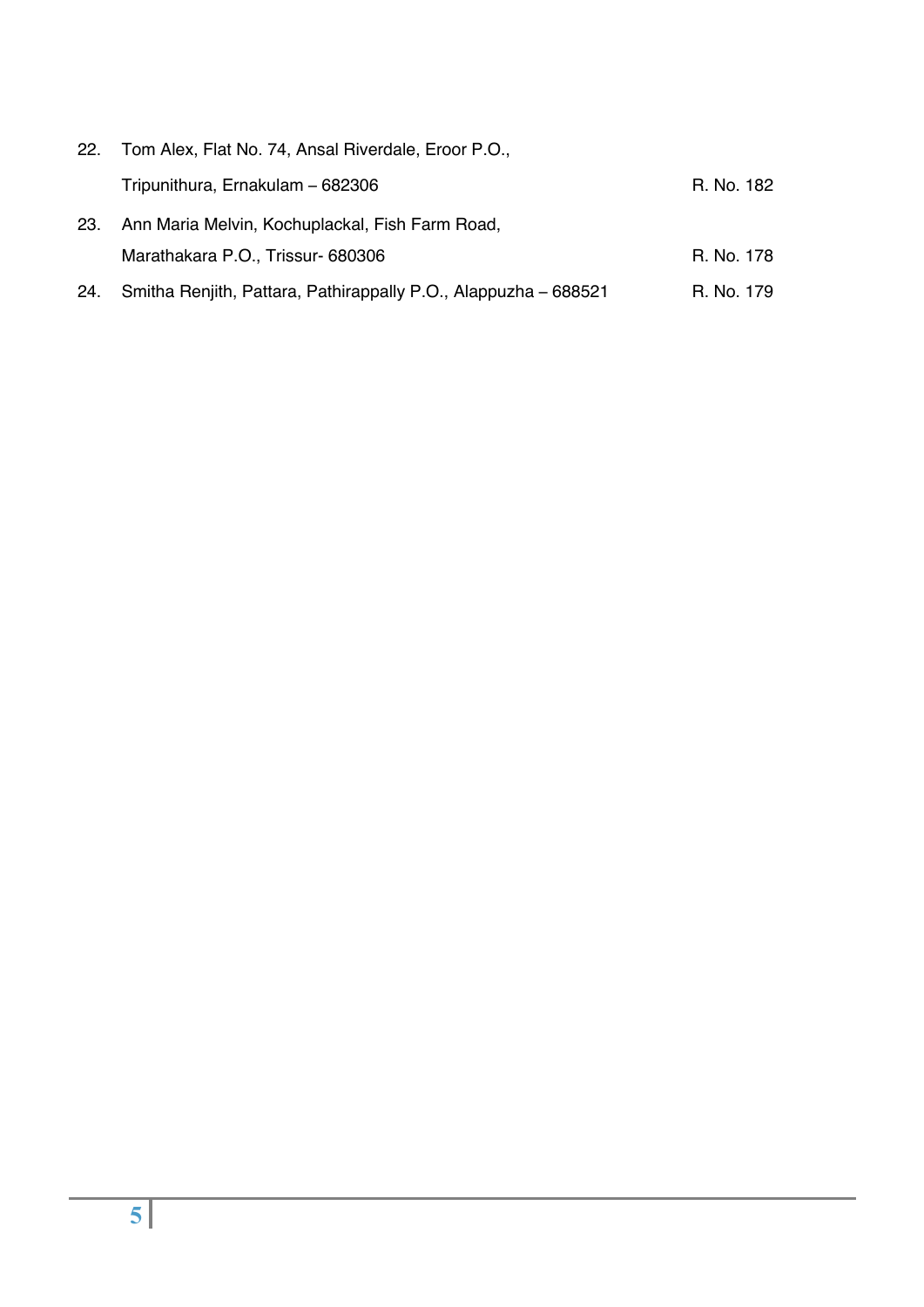22. Tom Alex, Flat No. 74, Ansal Riverdale, Eroor P.O.,
    Tripunithura, Ernakulam – 682306 — R. No. 182

23. Ann Maria Melvin, Kochuplackal, Fish Farm Road,
    Marathakara P.O., Trissur- 680306 — R. No. 178

24. Smitha Renjith, Pattara, Pathirappally P.O., Alappuzha – 688521 — R. No. 179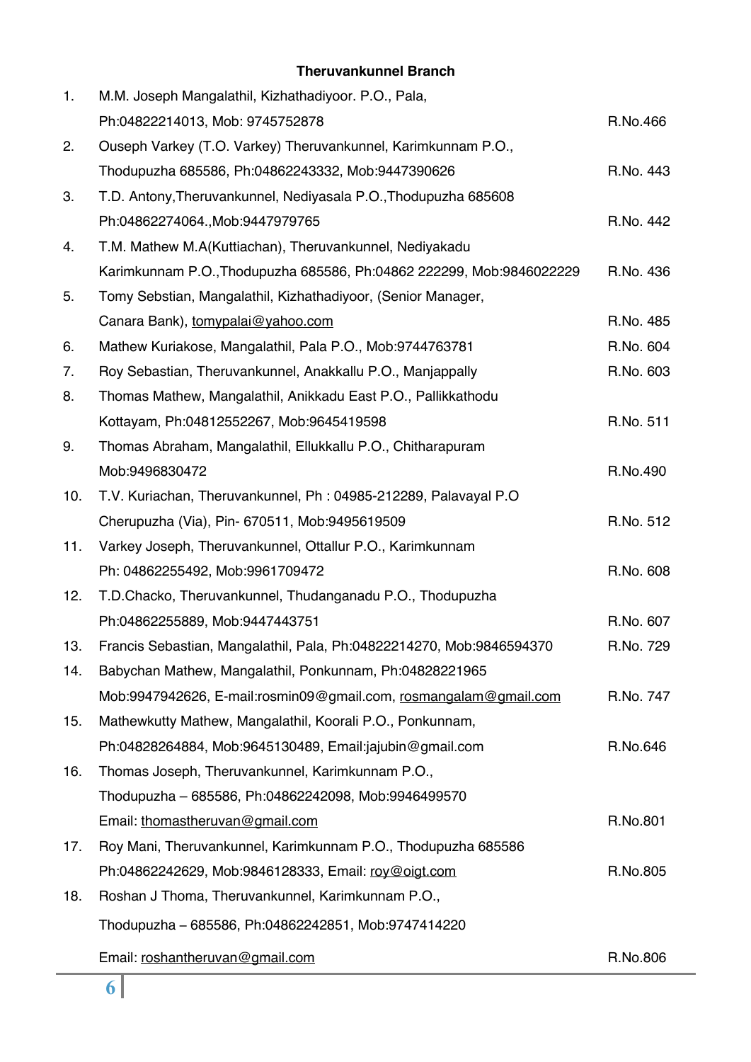**Theruvankunnel Branch**

1. M.M. Joseph Mangalathil, Kizhathadiyoor. P.O., Pala,
   Ph:04822214013, Mob: 9745752878 — R.No.466
2. Ouseph Varkey (T.O. Varkey) Theruvankunnel, Karimkunnam P.O.,
   Thodupuzha 685586, Ph:04862243332, Mob:9447390626 — R.No. 443
3. T.D. Antony,Theruvankunnel, Nediyasala P.O.,Thodupuzha 685608
   Ph:04862274064.,Mob:9447979765 — R.No. 442
4. T.M. Mathew M.A(Kuttiachan), Theruvankunnel, Nediyakadu
   Karimkunnam P.O.,Thodupuzha 685586, Ph:04862 222299, Mob:9846022229 — R.No. 436
5. Tomy Sebstian, Mangalathil, Kizhathadiyoor, (Senior Manager,
   Canara Bank), tomypalai@yahoo.com — R.No. 485
6. Mathew Kuriakose, Mangalathil, Pala P.O., Mob:9744763781 — R.No. 604
7. Roy Sebastian, Theruvankunnel, Anakkallu P.O., Manjappally — R.No. 603
8. Thomas Mathew, Mangalathil, Anikkadu East P.O., Pallikkathodu
   Kottayam, Ph:04812552267, Mob:9645419598 — R.No. 511
9. Thomas Abraham, Mangalathil, Ellukkallu P.O., Chitharapuram
   Mob:9496830472 — R.No.490
10. T.V. Kuriachan, Theruvankunnel, Ph : 04985-212289, Palavayal P.O
    Cherupuzha (Via), Pin- 670511, Mob:9495619509 — R.No. 512
11. Varkey Joseph, Theruvankunnel, Ottallur P.O., Karimkunnam
    Ph: 04862255492, Mob:9961709472 — R.No. 608
12. T.D.Chacko, Theruvankunnel, Thudanganadu P.O., Thodupuzha
    Ph:04862255889, Mob:9447443751 — R.No. 607
13. Francis Sebastian, Mangalathil, Pala, Ph:04822214270, Mob:9846594370 — R.No. 729
14. Babychan Mathew, Mangalathil, Ponkunnam, Ph:04828221965
    Mob:9947942626, E-mail:rosmin09@gmail.com, rosmangalam@gmail.com — R.No. 747
15. Mathewkutty Mathew, Mangalathil, Koorali P.O., Ponkunnam,
    Ph:04828264884, Mob:9645130489, Email:jajubin@gmail.com — R.No.646
16. Thomas Joseph, Theruvankunnel, Karimkunnam P.O.,
    Thodupuzha – 685586, Ph:04862242098, Mob:9946499570
    Email: thomastheruvan@gmail.com — R.No.801
17. Roy Mani, Theruvankunnel, Karimkunnam P.O., Thodupuzha 685586
    Ph:04862242629, Mob:9846128333, Email: roy@oigt.com — R.No.805
18. Roshan J Thoma, Theruvankunnel, Karimkunnam P.O.,
    Thodupuzha – 685586, Ph:04862242851, Mob:9747414220
    Email: roshantheruvan@gmail.com — R.No.806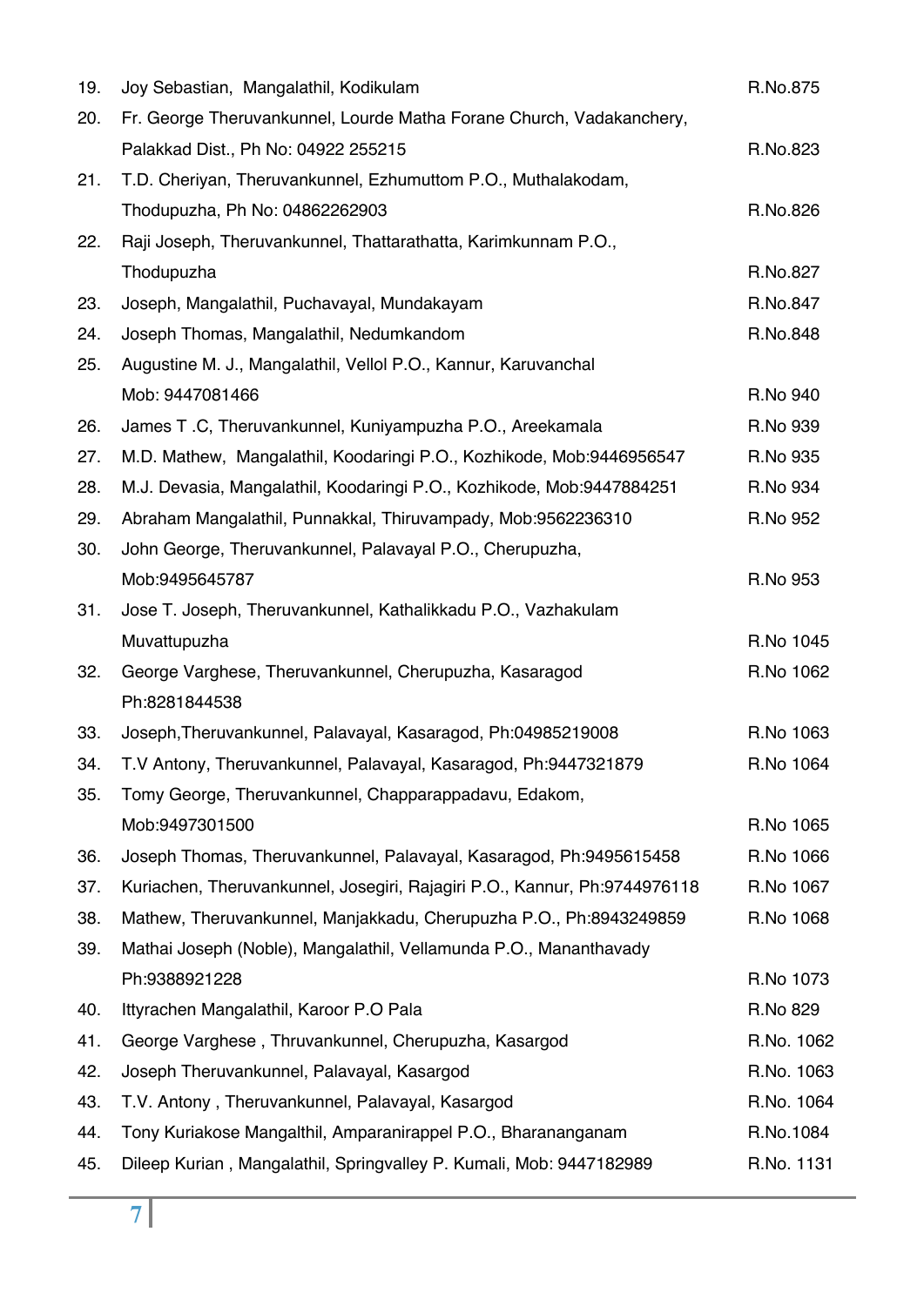| No. | Name / Address | R.No. |
|---|---|---|
| 19. | Joy Sebastian, Mangalathil, Kodikulam | R.No.875 |
| 20. | Fr. George Theruvankunnel, Lourde Matha Forane Church, Vadakanchery, Palakkad Dist., Ph No: 04922 255215 | R.No.823 |
| 21. | T.D. Cheriyan, Theruvankunnel, Ezhumuttom P.O., Muthalakodam, Thodupuzha, Ph No: 04862262903 | R.No.826 |
| 22. | Raji Joseph, Theruvankunnel, Thattarathatta, Karimkunnam P.O., Thodupuzha | R.No.827 |
| 23. | Joseph, Mangalathil, Puchavayal, Mundakayam | R.No.847 |
| 24. | Joseph Thomas, Mangalathil, Nedumkandom | R.No.848 |
| 25. | Augustine M. J., Mangalathil, Vellol P.O., Kannur, Karuvanchal Mob: 9447081466 | R.No 940 |
| 26. | James T .C, Theruvankunnel, Kuniyampuzha P.O., Areekamala | R.No 939 |
| 27. | M.D. Mathew, Mangalathil, Koodaringi P.O., Kozhikode, Mob:9446956547 | R.No 935 |
| 28. | M.J. Devasia, Mangalathil, Koodaringi P.O., Kozhikode, Mob:9447884251 | R.No 934 |
| 29. | Abraham Mangalathil, Punnakkal, Thiruvampady, Mob:9562236310 | R.No 952 |
| 30. | John George, Theruvankunnel, Palavayal P.O., Cherupuzha, Mob:9495645787 | R.No 953 |
| 31. | Jose T. Joseph, Theruvankunnel, Kathalikkadu P.O., Vazhakulam Muvattupuzha | R.No 1045 |
| 32. | George Varghese, Theruvankunnel, Cherupuzha, Kasaragod Ph:8281844538 | R.No 1062 |
| 33. | Joseph,Theruvankunnel, Palavayal, Kasaragod, Ph:04985219008 | R.No 1063 |
| 34. | T.V Antony, Theruvankunnel, Palavayal, Kasaragod, Ph:9447321879 | R.No 1064 |
| 35. | Tomy George, Theruvankunnel, Chapparappadavu, Edakom, Mob:9497301500 | R.No 1065 |
| 36. | Joseph Thomas, Theruvankunnel, Palavayal, Kasaragod, Ph:9495615458 | R.No 1066 |
| 37. | Kuriachen, Theruvankunnel, Josegiri, Rajagiri P.O., Kannur, Ph:9744976118 | R.No 1067 |
| 38. | Mathew, Theruvankunnel, Manjakkadu, Cherupuzha P.O., Ph:8943249859 | R.No 1068 |
| 39. | Mathai Joseph (Noble), Mangalathil, Vellamunda P.O., Mananthavady Ph:9388921228 | R.No 1073 |
| 40. | Ittyrachen Mangalathil, Karoor P.O Pala | R.No 829 |
| 41. | George Varghese , Thruvankunnel, Cherupuzha, Kasargod | R.No. 1062 |
| 42. | Joseph Theruvankunnel, Palavayal, Kasargod | R.No. 1063 |
| 43. | T.V. Antony , Theruvankunnel, Palavayal, Kasargod | R.No. 1064 |
| 44. | Tony Kuriakose Mangalthil, Amparanirappel P.O., Bharananganam | R.No.1084 |
| 45. | Dileep Kurian , Mangalathil, Springvalley P. Kumali, Mob: 9447182989 | R.No. 1131 |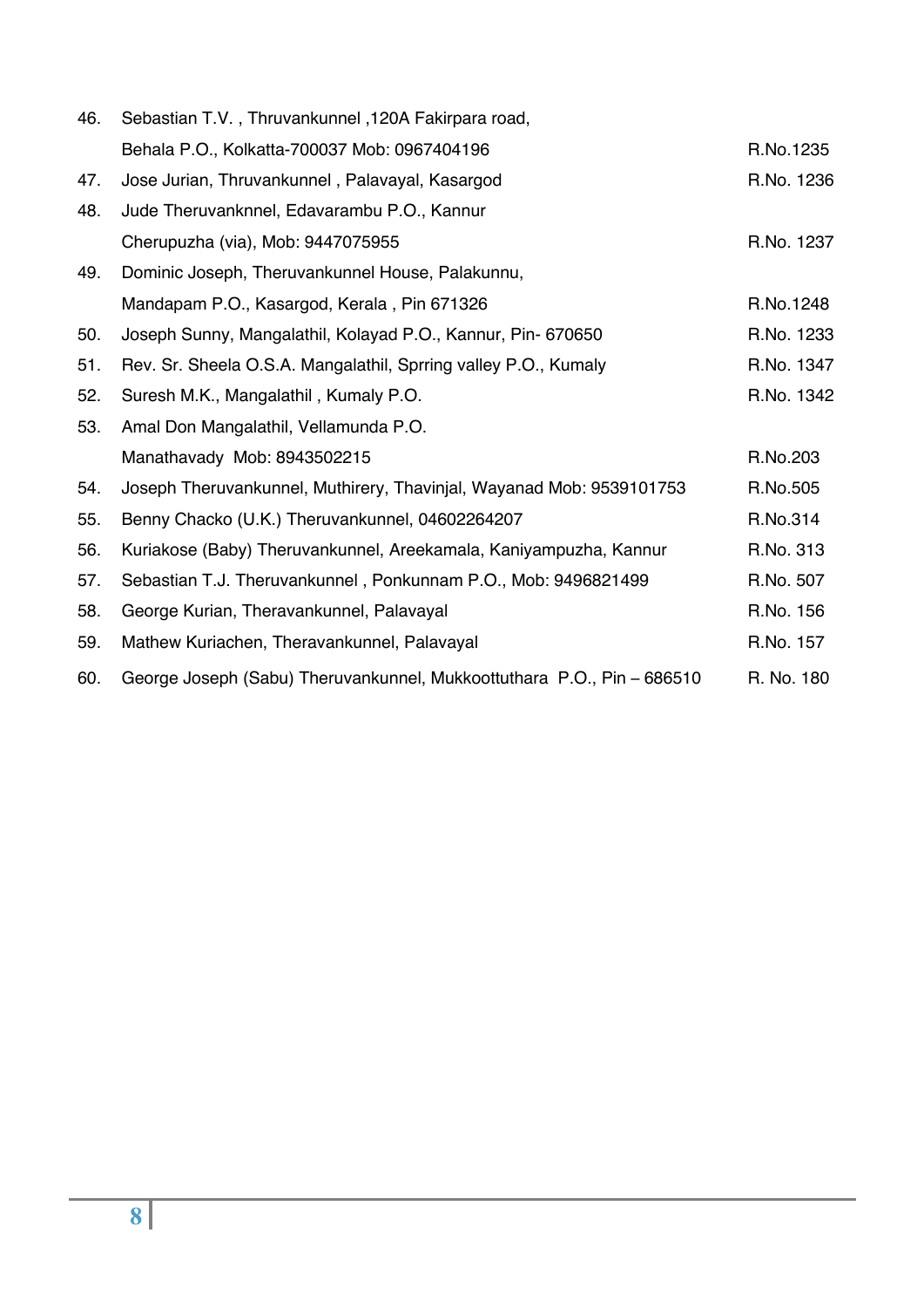| | | |
|---|---|---|
| 46. | Sebastian T.V. , Thruvankunnel ,120A Fakirpara road, Behala P.O., Kolkatta-700037 Mob: 0967404196 | R.No.1235 |
| 47. | Jose Jurian, Thruvankunnel , Palavayal, Kasargod | R.No. 1236 |
| 48. | Jude Theruvankunnel, Edavarambu P.O., Kannur Cherupuzha (via), Mob: 9447075955 | R.No. 1237 |
| 49. | Dominic Joseph, Theruvankunnel House, Palakunnu, Mandapam P.O., Kasargod, Kerala , Pin 671326 | R.No.1248 |
| 50. | Joseph Sunny, Mangalathil, Kolayad P.O., Kannur, Pin- 670650 | R.No. 1233 |
| 51. | Rev. Sr. Sheela O.S.A. Mangalathil, Sprring valley P.O., Kumaly | R.No. 1347 |
| 52. | Suresh M.K., Mangalathil , Kumaly P.O. | R.No. 1342 |
| 53. | Amal Don Mangalathil, Vellamunda P.O. Manathavady Mob: 8943502215 | R.No.203 |
| 54. | Joseph Theruvankunnel, Muthirery, Thavinjal, Wayanad Mob: 9539101753 | R.No.505 |
| 55. | Benny Chacko (U.K.) Theruvankunnel, 04602264207 | R.No.314 |
| 56. | Kuriakose (Baby) Theruvankunnel, Areekamala, Kaniyampuzha, Kannur | R.No. 313 |
| 57. | Sebastian T.J. Theruvankunnel , Ponkunnam P.O., Mob: 9496821499 | R.No. 507 |
| 58. | George Kurian, Theravankunnel, Palavayal | R.No. 156 |
| 59. | Mathew Kuriachen, Theravankunnel, Palavayal | R.No. 157 |
| 60. | George Joseph (Sabu) Theruvankunnel, Mukkoottuthara P.O., Pin – 686510 | R. No. 180 |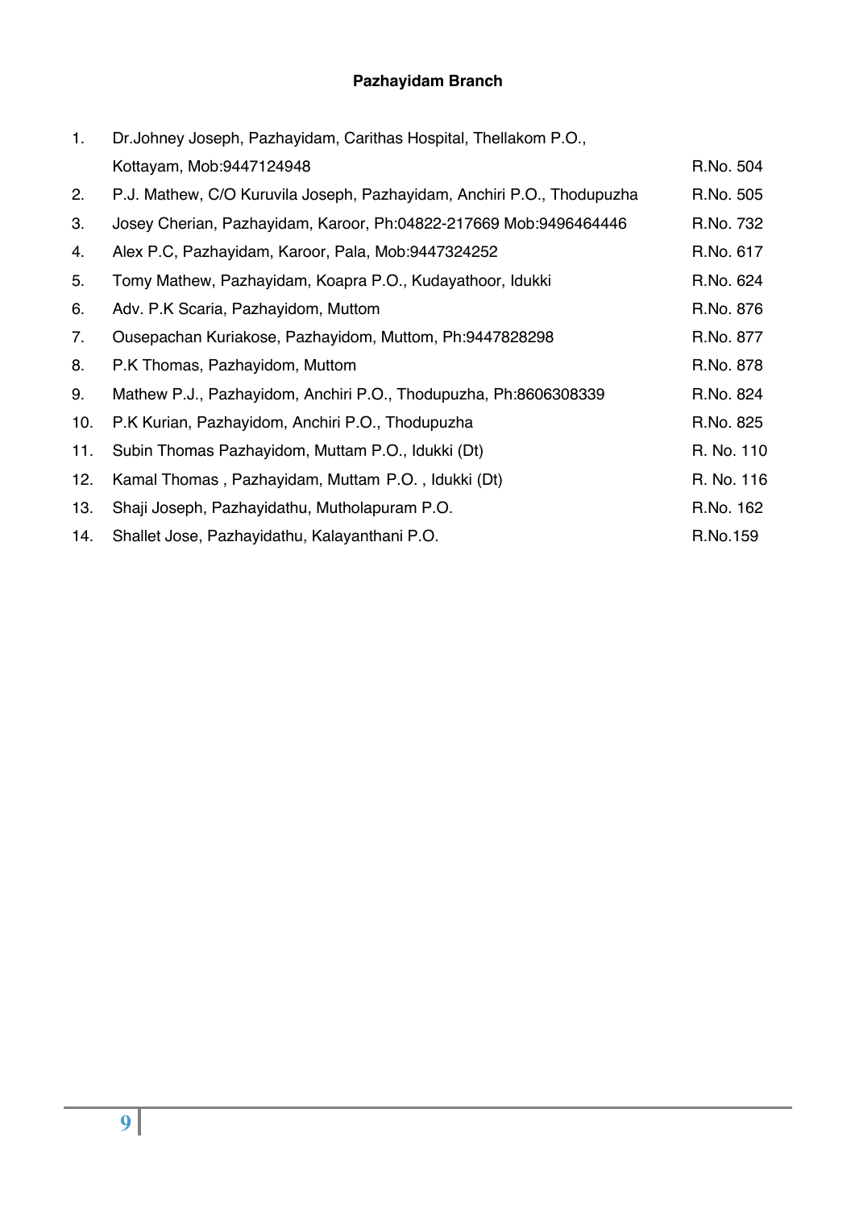## Pazhayidam Branch

| No. | Name & Address | R.No. |
|---|---|---|
| 1. | Dr.Johney Joseph, Pazhayidam, Carithas Hospital, Thellakom P.O., Kottayam, Mob:9447124948 | R.No. 504 |
| 2. | P.J. Mathew, C/O Kuruvila Joseph, Pazhayidam, Anchiri P.O., Thodupuzha | R.No. 505 |
| 3. | Josey Cherian, Pazhayidam, Karoor, Ph:04822-217669 Mob:9496464446 | R.No. 732 |
| 4. | Alex P.C, Pazhayidam, Karoor, Pala, Mob:9447324252 | R.No. 617 |
| 5. | Tomy Mathew, Pazhayidam, Koapra P.O., Kudayathoor, Idukki | R.No. 624 |
| 6. | Adv. P.K Scaria, Pazhayidom, Muttom | R.No. 876 |
| 7. | Ousepachan Kuriakose, Pazhayidom, Muttom, Ph:9447828298 | R.No. 877 |
| 8. | P.K Thomas, Pazhayidom, Muttom | R.No. 878 |
| 9. | Mathew P.J., Pazhayidom, Anchiri P.O., Thodupuzha, Ph:8606308339 | R.No. 824 |
| 10. | P.K Kurian, Pazhayidom, Anchiri P.O., Thodupuzha | R.No. 825 |
| 11. | Subin Thomas Pazhayidom, Muttam P.O., Idukki (Dt) | R. No. 110 |
| 12. | Kamal Thomas , Pazhayidam, Muttam P.O. , Idukki (Dt) | R. No. 116 |
| 13. | Shaji Joseph, Pazhayidathu, Mutholapuram P.O. | R.No. 162 |
| 14. | Shallet Jose, Pazhayidathu, Kalayanthani P.O. | R.No.159 |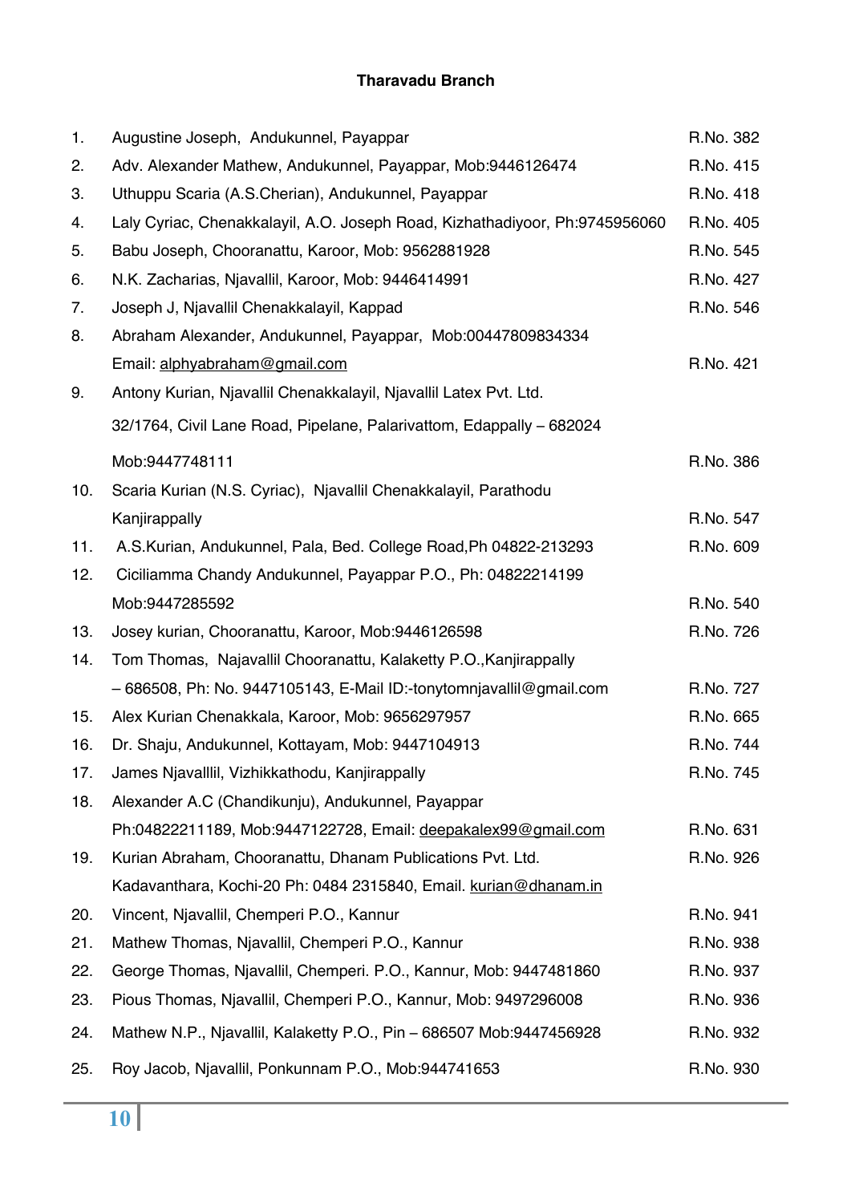**Tharavadu Branch**

| No. | Name / Address | R.No. |
|---|---|---|
| 1. | Augustine Joseph, Andukunnel, Payappar | R.No. 382 |
| 2. | Adv. Alexander Mathew, Andukunnel, Payappar, Mob:9446126474 | R.No. 415 |
| 3. | Uthuppu Scaria (A.S.Cherian), Andukunnel, Payappar | R.No. 418 |
| 4. | Laly Cyriac, Chenakkalayil, A.O. Joseph Road, Kizhathadiyoor, Ph:9745956060 | R.No. 405 |
| 5. | Babu Joseph, Chooranattu, Karoor, Mob: 9562881928 | R.No. 545 |
| 6. | N.K. Zacharias, Njavallil, Karoor, Mob: 9446414991 | R.No. 427 |
| 7. | Joseph J, Njavallil Chenakkalayil, Kappad | R.No. 546 |
| 8. | Abraham Alexander, Andukunnel, Payappar, Mob:00447809834334 Email: alphyabraham@gmail.com | R.No. 421 |
| 9. | Antony Kurian, Njavallil Chenakkalayil, Njavallil Latex Pvt. Ltd. 32/1764, Civil Lane Road, Pipelane, Palarivattom, Edappally – 682024 Mob:9447748111 | R.No. 386 |
| 10. | Scaria Kurian (N.S. Cyriac), Njavallil Chenakkalayil, Parathodu Kanjirappally | R.No. 547 |
| 11. | A.S.Kurian, Andukunnel, Pala, Bed. College Road,Ph 04822-213293 | R.No. 609 |
| 12. | Ciciliamma Chandy Andukunnel, Payappar P.O., Ph: 04822214199 Mob:9447285592 | R.No. 540 |
| 13. | Josey kurian, Chooranattu, Karoor, Mob:9446126598 | R.No. 726 |
| 14. | Tom Thomas, Najavallil Chooranattu, Kalaketty P.O.,Kanjirappally – 686508, Ph: No. 9447105143, E-Mail ID:-tonytomnjavallil@gmail.com | R.No. 727 |
| 15. | Alex Kurian Chenakkala, Karoor, Mob: 9656297957 | R.No. 665 |
| 16. | Dr. Shaju, Andukunnel, Kottayam, Mob: 9447104913 | R.No. 744 |
| 17. | James Njavalllil, Vizhikkathodu, Kanjirappally | R.No. 745 |
| 18. | Alexander A.C (Chandikunju), Andukunnel, Payappar Ph:04822211189, Mob:9447122728, Email: deepakalex99@gmail.com | R.No. 631 |
| 19. | Kurian Abraham, Chooranattu, Dhanam Publications Pvt. Ltd. Kadavanthara, Kochi-20 Ph: 0484 2315840, Email. kurian@dhanam.in | R.No. 926 |
| 20. | Vincent, Njavallil, Chemperi P.O., Kannur | R.No. 941 |
| 21. | Mathew Thomas, Njavallil, Chemperi P.O., Kannur | R.No. 938 |
| 22. | George Thomas, Njavallil, Chemperi. P.O., Kannur, Mob: 9447481860 | R.No. 937 |
| 23. | Pious Thomas, Njavallil, Chemperi P.O., Kannur, Mob: 9497296008 | R.No. 936 |
| 24. | Mathew N.P., Njavallil, Kalaketty P.O., Pin – 686507 Mob:9447456928 | R.No. 932 |
| 25. | Roy Jacob, Njavallil, Ponkunnam P.O., Mob:944741653 | R.No. 930 |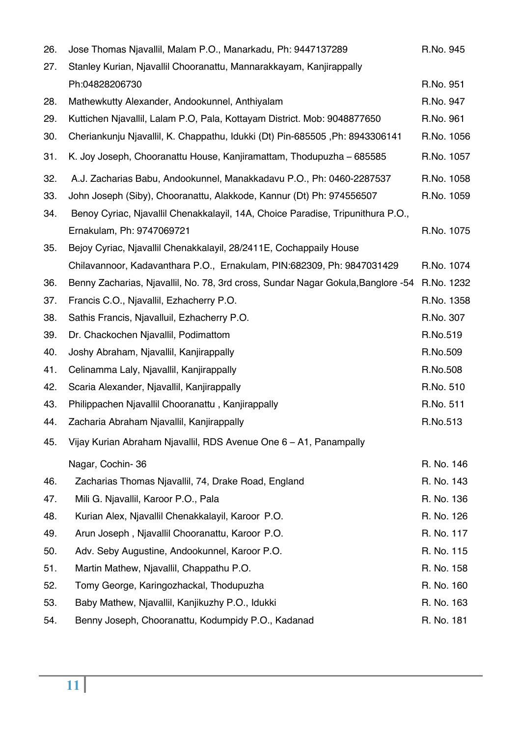| | | |
|---|---|---|
| 26. | Jose Thomas Njavallil, Malam P.O., Manarkadu, Ph: 9447137289 | R.No. 945 |
| 27. | Stanley Kurian, Njavallil Chooranattu, Mannarakkayam, Kanjirappally Ph:04828206730 | R.No. 951 |
| 28. | Mathewkutty Alexander, Andookunnel, Anthiyalam | R.No. 947 |
| 29. | Kuttichen Njavallil, Lalam P.O, Pala, Kottayam District. Mob: 9048877650 | R.No. 961 |
| 30. | Cheriankunju Njavallil, K. Chappathu, Idukki (Dt) Pin-685505 ,Ph: 8943306141 | R.No. 1056 |
| 31. | K. Joy Joseph, Chooranattu House, Kanjiramattam, Thodupuzha – 685585 | R.No. 1057 |
| 32. | A.J. Zacharias Babu, Andookunnel, Manakkadavu P.O., Ph: 0460-2287537 | R.No. 1058 |
| 33. | John Joseph (Siby), Chooranattu, Alakkode, Kannur (Dt) Ph: 974556507 | R.No. 1059 |
| 34. | Benoy Cyriac, Njavallil Chenakkalayil, 14A, Choice Paradise, Tripunithura P.O., Ernakulam, Ph: 9747069721 | R.No. 1075 |
| 35. | Bejoy Cyriac, Njavallil Chenakkalayil, 28/2411E, Cochappaily House Chilavannoor, Kadavanthara P.O., Ernakulam, PIN:682309, Ph: 9847031429 | R.No. 1074 |
| 36. | Benny Zacharias, Njavallil, No. 78, 3rd cross, Sundar Nagar Gokula,Banglore -54 | R.No. 1232 |
| 37. | Francis C.O., Njavallil, Ezhacherry P.O. | R.No. 1358 |
| 38. | Sathis Francis, Njavalluil, Ezhacherry P.O. | R.No. 307 |
| 39. | Dr. Chackochen Njavallil, Podimattom | R.No.519 |
| 40. | Joshy Abraham, Njavallil, Kanjirappally | R.No.509 |
| 41. | Celinamma Laly, Njavallil, Kanjirappally | R.No.508 |
| 42. | Scaria Alexander, Njavallil, Kanjirappally | R.No. 510 |
| 43. | Philippachen Njavallil Chooranattu , Kanjirappally | R.No. 511 |
| 44. | Zacharia Abraham Njavallil, Kanjirappally | R.No.513 |
| 45. | Vijay Kurian Abraham Njavallil, RDS Avenue One 6 – A1, Panampally Nagar, Cochin- 36 | R. No. 146 |
| 46. | Zacharias Thomas Njavallil, 74, Drake Road, England | R. No. 143 |
| 47. | Mili G. Njavallil, Karoor P.O., Pala | R. No. 136 |
| 48. | Kurian Alex, Njavallil Chenakkalayil, Karoor P.O. | R. No. 126 |
| 49. | Arun Joseph , Njavallil Chooranattu, Karoor P.O. | R. No. 117 |
| 50. | Adv. Seby Augustine, Andookunnel, Karoor P.O. | R. No. 115 |
| 51. | Martin Mathew, Njavallil, Chappathu P.O. | R. No. 158 |
| 52. | Tomy George, Karingozhackal, Thodupuzha | R. No. 160 |
| 53. | Baby Mathew, Njavallil, Kanjikuzhy P.O., Idukki | R. No. 163 |
| 54. | Benny Joseph, Chooranattu, Kodumpidy P.O., Kadanad | R. No. 181 |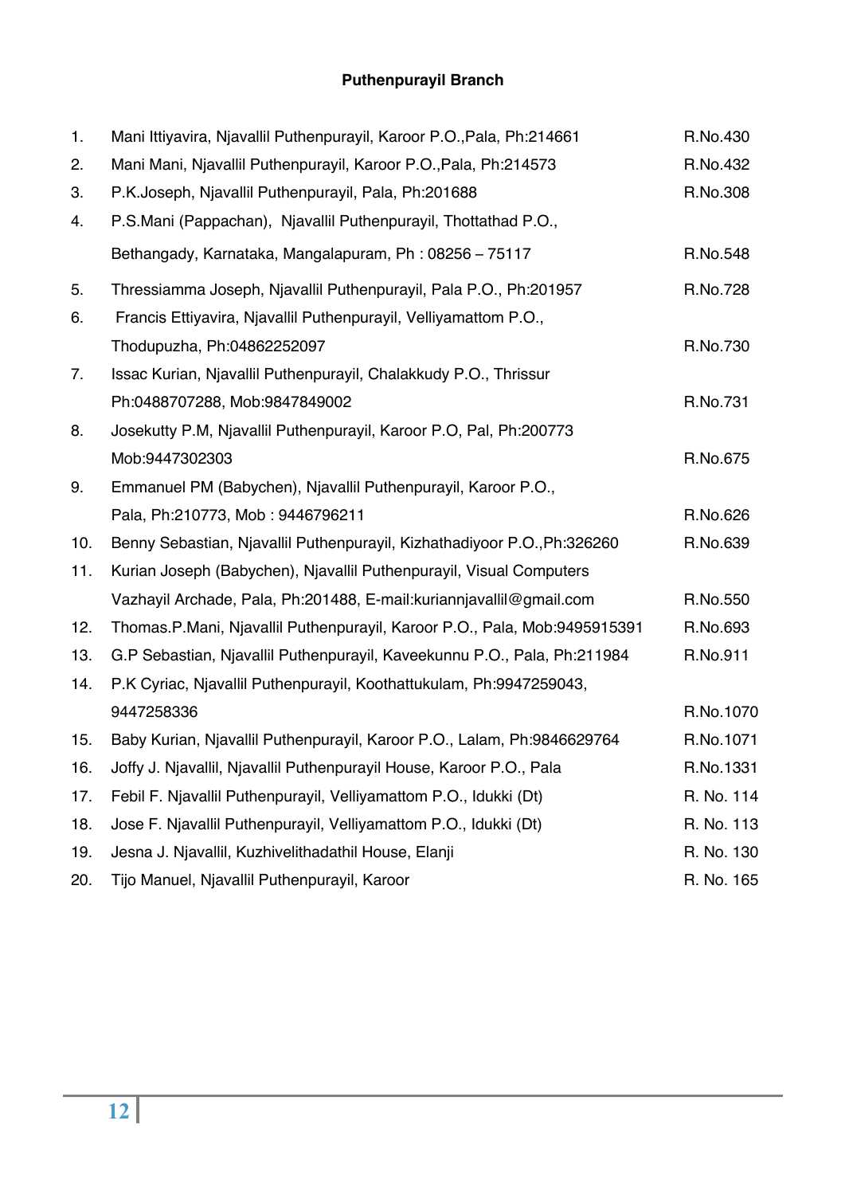## Puthenpurayil Branch

| No. | Name & Address | R.No. |
|---|---|---|
| 1. | Mani Ittiyavira, Njavallil Puthenpurayil, Karoor P.O.,Pala, Ph:214661 | R.No.430 |
| 2. | Mani Mani, Njavallil Puthenpurayil, Karoor P.O.,Pala, Ph:214573 | R.No.432 |
| 3. | P.K.Joseph, Njavallil Puthenpurayil, Pala, Ph:201688 | R.No.308 |
| 4. | P.S.Mani (Pappachan), Njavallil Puthenpurayil, Thottathad P.O., Bethangady, Karnataka, Mangalapuram, Ph : 08256 – 75117 | R.No.548 |
| 5. | Thressiamma Joseph, Njavallil Puthenpurayil, Pala P.O., Ph:201957 | R.No.728 |
| 6. | Francis Ettiyavira, Njavallil Puthenpurayil, Velliyamattom P.O., Thodupuzha, Ph:04862252097 | R.No.730 |
| 7. | Issac Kurian, Njavallil Puthenpurayil, Chalakkudy P.O., Thrissur Ph:0488707288, Mob:9847849002 | R.No.731 |
| 8. | Josekutty P.M, Njavallil Puthenpurayil, Karoor P.O, Pal, Ph:200773 Mob:9447302303 | R.No.675 |
| 9. | Emmanuel PM (Babychen), Njavallil Puthenpurayil, Karoor P.O., Pala, Ph:210773, Mob : 9446796211 | R.No.626 |
| 10. | Benny Sebastian, Njavallil Puthenpurayil, Kizhathadiyoor P.O.,Ph:326260 | R.No.639 |
| 11. | Kurian Joseph (Babychen), Njavallil Puthenpurayil, Visual Computers Vazhayil Archade, Pala, Ph:201488, E-mail:kuriannjavallil@gmail.com | R.No.550 |
| 12. | Thomas.P.Mani, Njavallil Puthenpurayil, Karoor P.O., Pala, Mob:9495915391 | R.No.693 |
| 13. | G.P Sebastian, Njavallil Puthenpurayil, Kaveekunnu P.O., Pala, Ph:211984 | R.No.911 |
| 14. | P.K Cyriac, Njavallil Puthenpurayil, Koothattukulam, Ph:9947259043, 9447258336 | R.No.1070 |
| 15. | Baby Kurian, Njavallil Puthenpurayil, Karoor P.O., Lalam, Ph:9846629764 | R.No.1071 |
| 16. | Joffy J. Njavallil, Njavallil Puthenpurayil House, Karoor P.O., Pala | R.No.1331 |
| 17. | Febil F. Njavallil Puthenpurayil, Velliyamattom P.O., Idukki (Dt) | R. No. 114 |
| 18. | Jose F. Njavallil Puthenpurayil, Velliyamattom P.O., Idukki (Dt) | R. No. 113 |
| 19. | Jesna J. Njavallil, Kuzhivelithadathil House, Elanji | R. No. 130 |
| 20. | Tijo Manuel, Njavallil Puthenpurayil, Karoor | R. No. 165 |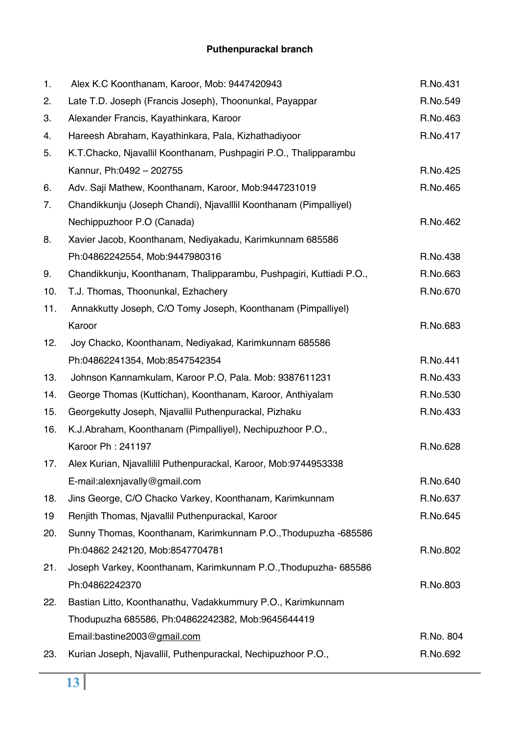### Puthenpurackal branch

| No. | Name & Address | R.No. |
|---|---|---|
| 1. | Alex K.C Koonthanam, Karoor, Mob: 9447420943 | R.No.431 |
| 2. | Late T.D. Joseph (Francis Joseph), Thoonunkal, Payappar | R.No.549 |
| 3. | Alexander Francis, Kayathinkara, Karoor | R.No.463 |
| 4. | Hareesh Abraham, Kayathinkara, Pala, Kizhathadiyoor | R.No.417 |
| 5. | K.T.Chacko, Njavallil Koonthanam, Pushpagiri P.O., Thalipparambu Kannur, Ph:0492 – 202755 | R.No.425 |
| 6. | Adv. Saji Mathew, Koonthanam, Karoor, Mob:9447231019 | R.No.465 |
| 7. | Chandikkunju (Joseph Chandi), Njavalllil Koonthanam (Pimpalliyel) Nechippuzhoor P.O (Canada) | R.No.462 |
| 8. | Xavier Jacob, Koonthanam, Nediyakadu, Karimkunnam 685586 Ph:04862242554, Mob:9447980316 | R.No.438 |
| 9. | Chandikkunju, Koonthanam, Thalipparambu, Pushpagiri, Kuttiadi P.O., | R.No.663 |
| 10. | T.J. Thomas, Thoonunkal, Ezhachery | R.No.670 |
| 11. | Annakkutty Joseph, C/O Tomy Joseph, Koonthanam (Pimpalliyel) Karoor | R.No.683 |
| 12. | Joy Chacko, Koonthanam, Nediyakad, Karimkunnam 685586 Ph:04862241354, Mob:8547542354 | R.No.441 |
| 13. | Johnson Kannamkulam, Karoor P.O, Pala. Mob: 9387611231 | R.No.433 |
| 14. | George Thomas (Kuttichan), Koonthanam, Karoor, Anthiyalam | R.No.530 |
| 15. | Georgekutty Joseph, Njavallil Puthenpurackal, Pizhaku | R.No.433 |
| 16. | K.J.Abraham, Koonthanam (Pimpalliyel), Nechipuzhoor P.O., Karoor Ph : 241197 | R.No.628 |
| 17. | Alex Kurian, Njavallilil Puthenpurackal, Karoor, Mob:9744953338 E-mail:alexnjavally@gmail.com | R.No.640 |
| 18. | Jins George, C/O Chacko Varkey, Koonthanam, Karimkunnam | R.No.637 |
| 19 | Renjith Thomas, Njavallil Puthenpurackal, Karoor | R.No.645 |
| 20. | Sunny Thomas, Koonthanam, Karimkunnam P.O.,Thodupuzha -685586 Ph:04862 242120, Mob:8547704781 | R.No.802 |
| 21. | Joseph Varkey, Koonthanam, Karimkunnam P.O.,Thodupuzha- 685586 Ph:04862242370 | R.No.803 |
| 22. | Bastian Litto, Koonthanathu, Vadakkummury P.O., Karimkunnam Thodupuzha 685586, Ph:04862242382, Mob:9645644419 Email:bastine2003@gmail.com | R.No. 804 |
| 23. | Kurian Joseph, Njavallil, Puthenpurackal, Nechipuzhoor P.O., | R.No.692 |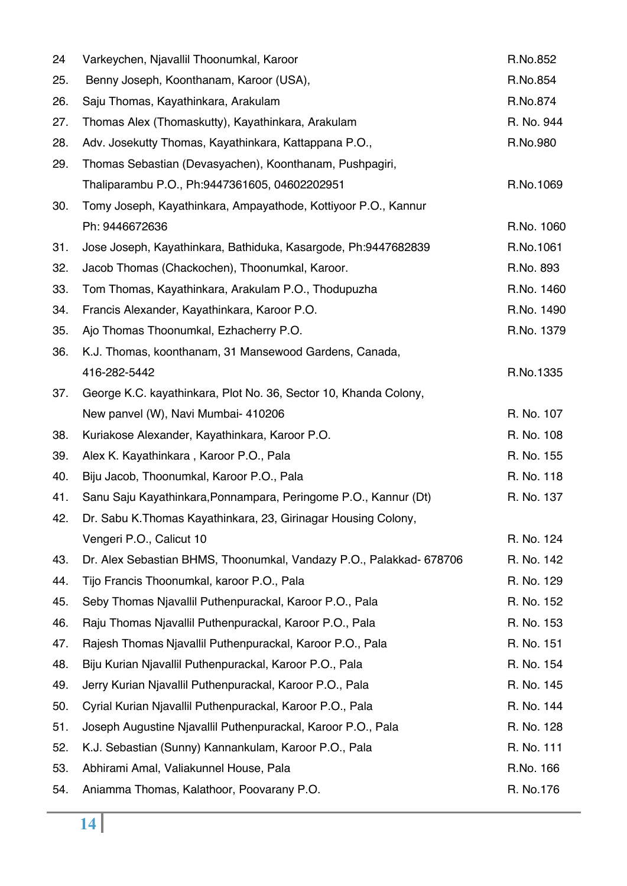| | | |
|---|---|---|
| 24 | Varkeychen, Njavallil Thoonumkal, Karoor | R.No.852 |
| 25. | Benny Joseph, Koonthanam, Karoor (USA), | R.No.854 |
| 26. | Saju Thomas, Kayathinkara, Arakulam | R.No.874 |
| 27. | Thomas Alex (Thomaskutty), Kayathinkara, Arakulam | R. No. 944 |
| 28. | Adv. Josekutty Thomas, Kayathinkara, Kattappana P.O., | R.No.980 |
| 29. | Thomas Sebastian (Devasyachen), Koonthanam, Pushpagiri, Thaliparambu P.O., Ph:9447361605, 04602202951 | R.No.1069 |
| 30. | Tomy Joseph, Kayathinkara, Ampayathode, Kottiyoor P.O., Kannur Ph: 9446672636 | R.No. 1060 |
| 31. | Jose Joseph, Kayathinkara, Bathiduka, Kasargode, Ph:9447682839 | R.No.1061 |
| 32. | Jacob Thomas (Chackochen), Thoonumkal, Karoor. | R.No. 893 |
| 33. | Tom Thomas, Kayathinkara, Arakulam P.O., Thodupuzha | R.No. 1460 |
| 34. | Francis Alexander, Kayathinkara, Karoor P.O. | R.No. 1490 |
| 35. | Ajo Thomas Thoonumkal, Ezhacherry P.O. | R.No. 1379 |
| 36. | K.J. Thomas, koonthanam, 31 Mansewood Gardens, Canada, 416-282-5442 | R.No.1335 |
| 37. | George K.C. kayathinkara, Plot No. 36, Sector 10, Khanda Colony, New panvel (W), Navi Mumbai- 410206 | R. No. 107 |
| 38. | Kuriakose Alexander, Kayathinkara, Karoor P.O. | R. No. 108 |
| 39. | Alex K. Kayathinkara , Karoor P.O., Pala | R. No. 155 |
| 40. | Biju Jacob, Thoonumkal, Karoor P.O., Pala | R. No. 118 |
| 41. | Sanu Saju Kayathinkara,Ponnampara, Peringome P.O., Kannur (Dt) | R. No. 137 |
| 42. | Dr. Sabu K.Thomas Kayathinkara, 23, Girinagar Housing Colony, Vengeri P.O., Calicut 10 | R. No. 124 |
| 43. | Dr. Alex Sebastian BHMS, Thoonumkal, Vandazy P.O., Palakkad- 678706 | R. No. 142 |
| 44. | Tijo Francis Thoonumkal, karoor P.O., Pala | R. No. 129 |
| 45. | Seby Thomas Njavallil Puthenpurackal, Karoor P.O., Pala | R. No. 152 |
| 46. | Raju Thomas Njavallil Puthenpurackal, Karoor P.O., Pala | R. No. 153 |
| 47. | Rajesh Thomas Njavallil Puthenpurackal, Karoor P.O., Pala | R. No. 151 |
| 48. | Biju Kurian Njavallil Puthenpurackal, Karoor P.O., Pala | R. No. 154 |
| 49. | Jerry Kurian Njavallil Puthenpurackal, Karoor P.O., Pala | R. No. 145 |
| 50. | Cyrial Kurian Njavallil Puthenpurackal, Karoor P.O., Pala | R. No. 144 |
| 51. | Joseph Augustine Njavallil Puthenpurackal, Karoor P.O., Pala | R. No. 128 |
| 52. | K.J. Sebastian (Sunny) Kannankulam, Karoor P.O., Pala | R. No. 111 |
| 53. | Abhirami Amal, Valiakunnel House, Pala | R.No. 166 |
| 54. | Aniamma Thomas, Kalathoor, Poovarany P.O. | R. No.176 |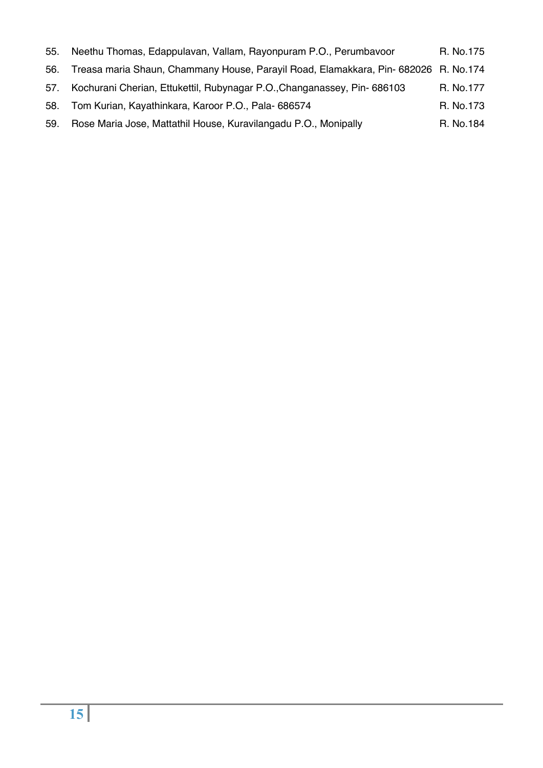55. Neethu Thomas, Edappulavan, Vallam, Rayonpuram P.O., Perumbavoor R. No.175
56. Treasa maria Shaun, Chammany House, Parayil Road, Elamakkara, Pin- 682026 R. No.174
57. Kochurani Cherian, Ettukettil, Rubynagar P.O.,Changanassey, Pin- 686103 R. No.177
58. Tom Kurian, Kayathinkara, Karoor P.O., Pala- 686574 R. No.173
59. Rose Maria Jose, Mattathil House, Kuravilangadu P.O., Monipally R. No.184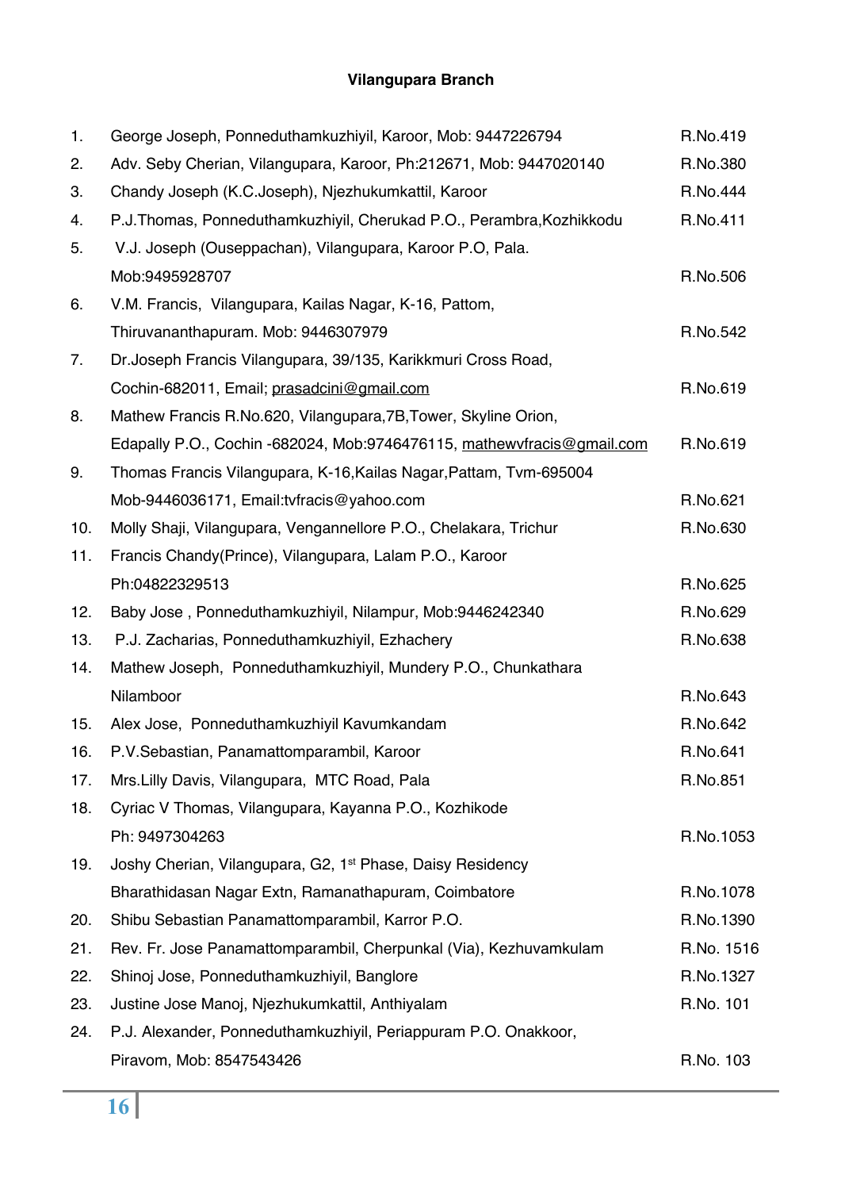**Vilangupara Branch**

1. George Joseph, Ponneduthamkuzhiyil, Karoor, Mob: 9447226794 — R.No.419
2. Adv. Seby Cherian, Vilangupara, Karoor, Ph:212671, Mob: 9447020140 — R.No.380
3. Chandy Joseph (K.C.Joseph), Njezhukumkattil, Karoor — R.No.444
4. P.J.Thomas, Ponneduthamkuzhiyil, Cherukad P.O., Perambra,Kozhikkodu — R.No.411
5. V.J. Joseph (Ouseppachan), Vilangupara, Karoor P.O, Pala. Mob:9495928707 — R.No.506
6. V.M. Francis, Vilangupara, Kailas Nagar, K-16, Pattom, Thiruvananthapuram. Mob: 9446307979 — R.No.542
7. Dr.Joseph Francis Vilangupara, 39/135, Karikkmuri Cross Road, Cochin-682011, Email; prasadcini@gmail.com — R.No.619
8. Mathew Francis R.No.620, Vilangupara,7B,Tower, Skyline Orion, Edapally P.O., Cochin -682024, Mob:9746476115, mathewvfracis@gmail.com — R.No.619
9. Thomas Francis Vilangupara, K-16,Kailas Nagar,Pattam, Tvm-695004 Mob-9446036171, Email:tvfracis@yahoo.com — R.No.621
10. Molly Shaji, Vilangupara, Vengannellore P.O., Chelakara, Trichur — R.No.630
11. Francis Chandy(Prince), Vilangupara, Lalam P.O., Karoor Ph:04822329513 — R.No.625
12. Baby Jose , Ponneduthamkuzhiyil, Nilampur, Mob:9446242340 — R.No.629
13. P.J. Zacharias, Ponneduthamkuzhiyil, Ezhachery — R.No.638
14. Mathew Joseph, Ponneduthamkuzhiyil, Mundery P.O., Chunkathara Nilamboor — R.No.643
15. Alex Jose, Ponneduthamkuzhiyil Kavumkandam — R.No.642
16. P.V.Sebastian, Panamattomparambil, Karoor — R.No.641
17. Mrs.Lilly Davis, Vilangupara, MTC Road, Pala — R.No.851
18. Cyriac V Thomas, Vilangupara, Kayanna P.O., Kozhikode Ph: 9497304263 — R.No.1053
19. Joshy Cherian, Vilangupara, G2, 1st Phase, Daisy Residency Bharathidasan Nagar Extn, Ramanathapuram, Coimbatore — R.No.1078
20. Shibu Sebastian Panamattomparambil, Karror P.O. — R.No.1390
21. Rev. Fr. Jose Panamattomparambil, Cherpunkal (Via), Kezhuvamkulam — R.No. 1516
22. Shinoj Jose, Ponneduthamkuzhiyil, Banglore — R.No.1327
23. Justine Jose Manoj, Njezhukumkattil, Anthiyalam — R.No. 101
24. P.J. Alexander, Ponneduthamkuzhiyil, Periappuram P.O. Onakkoor, Piravom, Mob: 8547543426 — R.No. 103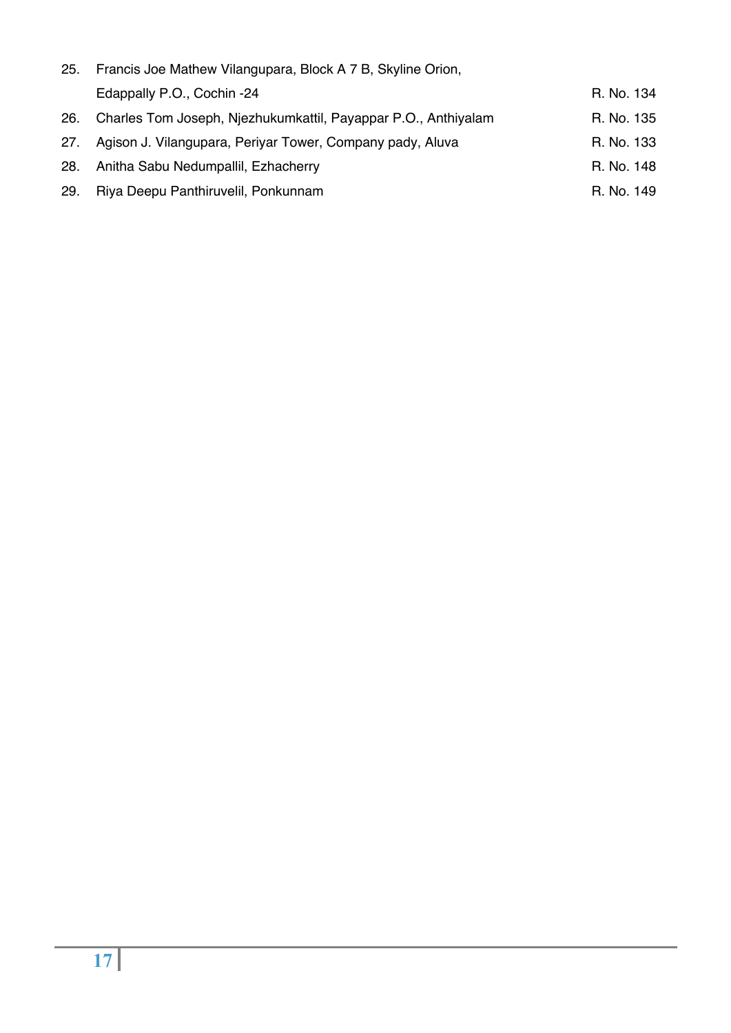25. Francis Joe Mathew Vilangupara, Block A 7 B, Skyline Orion, Edappally P.O., Cochin -24 — R. No. 134
26. Charles Tom Joseph, Njezhukumkattil, Payappar P.O., Anthiyalam — R. No. 135
27. Agison J. Vilangupara, Periyar Tower, Company pady, Aluva — R. No. 133
28. Anitha Sabu Nedumpallil, Ezhacherry — R. No. 148
29. Riya Deepu Panthiruvelil, Ponkunnam — R. No. 149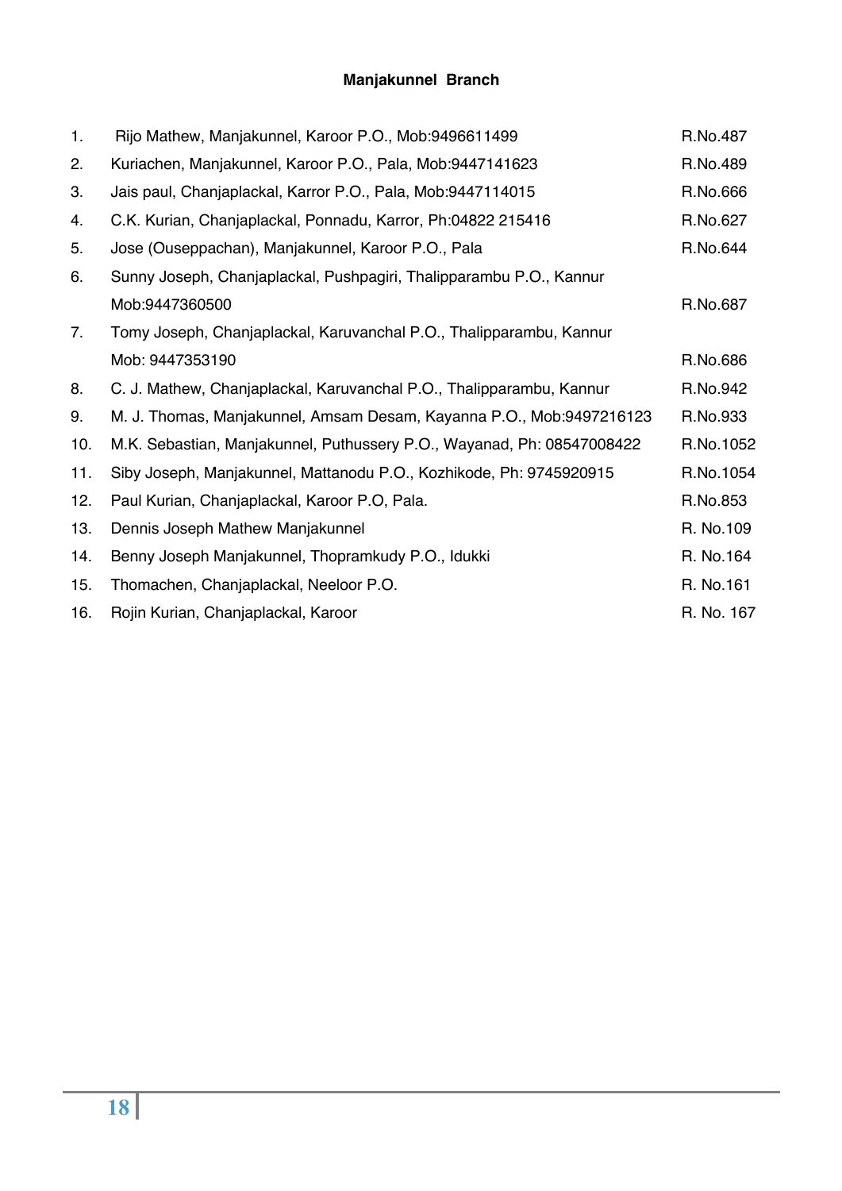### Manjakunnel Branch

| | | |
|---|---|---|
| 1. | Rijo Mathew, Manjakunnel, Karoor P.O., Mob:9496611499 | R.No.487 |
| 2. | Kuriachen, Manjakunnel, Karoor P.O., Pala, Mob:9447141623 | R.No.489 |
| 3. | Jais paul, Chanjaplackal, Karror P.O., Pala, Mob:9447114015 | R.No.666 |
| 4. | C.K. Kurian, Chanjaplackal, Ponnadu, Karror, Ph:04822 215416 | R.No.627 |
| 5. | Jose (Ouseppachan), Manjakunnel, Karoor P.O., Pala | R.No.644 |
| 6. | Sunny Joseph, Chanjaplackal, Pushpagiri, Thalipparambu P.O., Kannur Mob:9447360500 | R.No.687 |
| 7. | Tomy Joseph, Chanjaplackal, Karuvanchal P.O., Thalipparambu, Kannur Mob: 9447353190 | R.No.686 |
| 8. | C. J. Mathew, Chanjaplackal, Karuvanchal P.O., Thalipparambu, Kannur | R.No.942 |
| 9. | M. J. Thomas, Manjakunnel, Amsam Desam, Kayanna P.O., Mob:9497216123 | R.No.933 |
| 10. | M.K. Sebastian, Manjakunnel, Puthussery P.O., Wayanad, Ph: 08547008422 | R.No.1052 |
| 11. | Siby Joseph, Manjakunnel, Mattanodu P.O., Kozhikode, Ph: 9745920915 | R.No.1054 |
| 12. | Paul Kurian, Chanjaplackal, Karoor P.O, Pala. | R.No.853 |
| 13. | Dennis Joseph Mathew Manjakunnel | R. No.109 |
| 14. | Benny Joseph Manjakunnel, Thopramkudy P.O., Idukki | R. No.164 |
| 15. | Thomachen, Chanjaplackal, Neeloor P.O. | R. No.161 |
| 16. | Rojin Kurian, Chanjaplackal, Karoor | R. No. 167 |